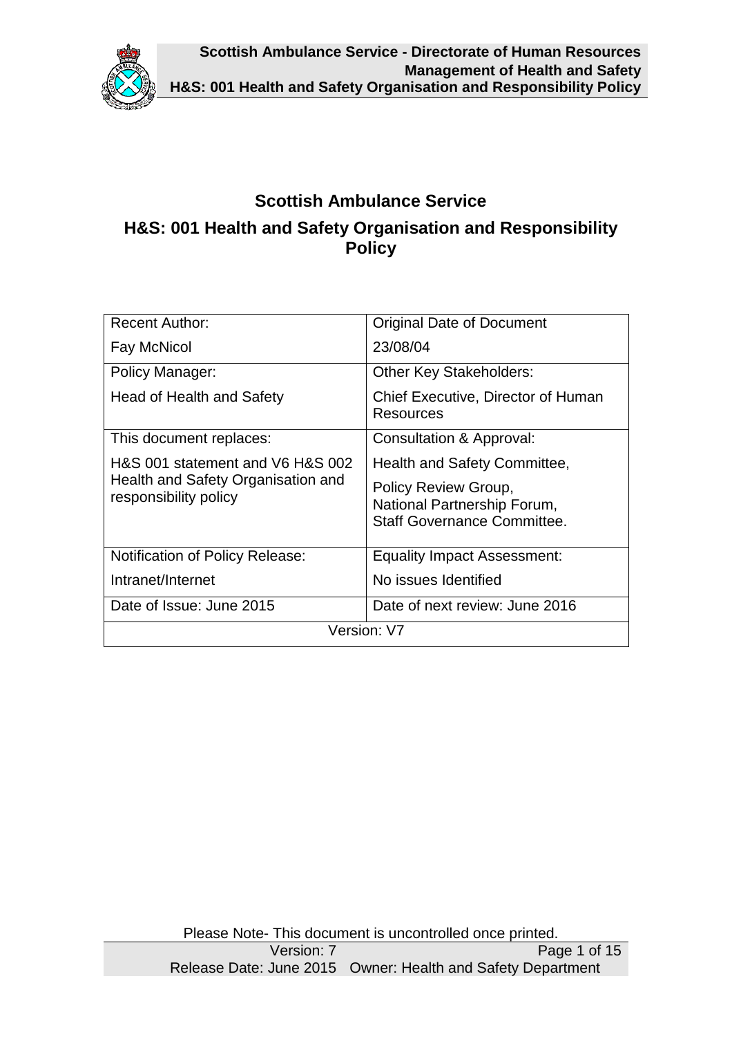# Scottish Ambulance Service

## H&S: 001 Health and Safety Organisation and Responsibility Policy

| Recent Author:<br>Fay McNicol | Original Date of Document<br>23/08/04 |
|---|---|
| Policy Manager:<br>Head of Health and Safety | Other Key Stakeholders:<br>Chief Executive, Director of Human Resources |
| This document replaces:<br>H&S 001 statement and V6 H&S 002 Health and Safety Organisation and responsibility policy | Consultation & Approval:<br>Health and Safety Committee,<br>Policy Review Group, National Partnership Forum, Staff Governance Committee. |
| Notification of Policy Release:<br>Intranet/Internet | Equality Impact Assessment:<br>No issues Identified |
| Date of Issue: June 2015 | Date of next review: June 2016 |
| Version: V7 | |

Please Note- This document is uncontrolled once printed.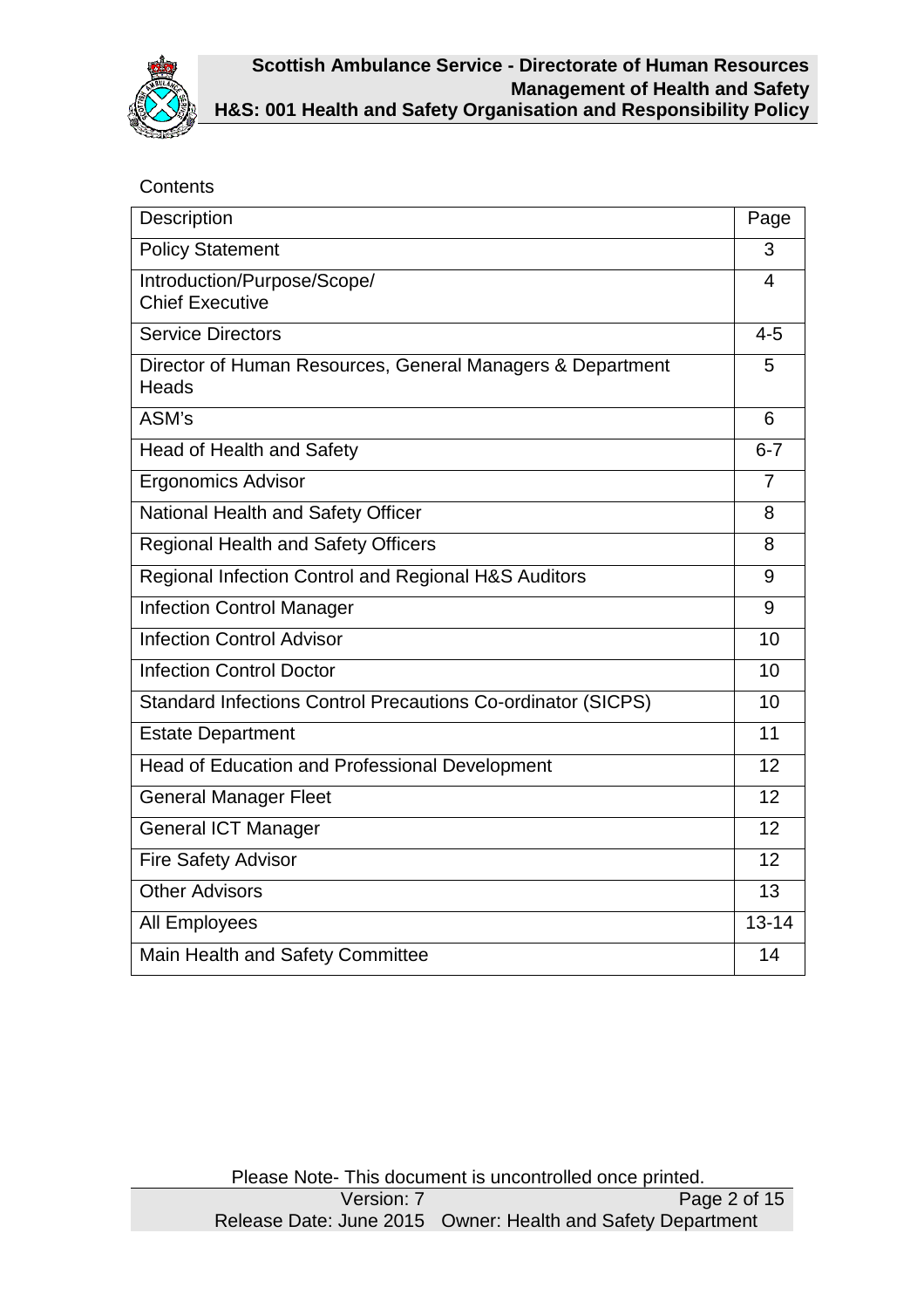Contents

| Description | Page |
|---|---|
| Policy Statement | 3 |
| Introduction/Purpose/Scope/ Chief Executive | 4 |
| Service Directors | 4-5 |
| Director of Human Resources, General Managers & Department Heads | 5 |
| ASM's | 6 |
| Head of Health and Safety | 6-7 |
| Ergonomics Advisor | 7 |
| National Health and Safety Officer | 8 |
| Regional Health and Safety Officers | 8 |
| Regional Infection Control and Regional H&S Auditors | 9 |
| Infection Control Manager | 9 |
| Infection Control Advisor | 10 |
| Infection Control Doctor | 10 |
| Standard Infections Control Precautions Co-ordinator (SICPS) | 10 |
| Estate Department | 11 |
| Head of Education and Professional Development | 12 |
| General Manager Fleet | 12 |
| General ICT Manager | 12 |
| Fire Safety Advisor | 12 |
| Other Advisors | 13 |
| All Employees | 13-14 |
| Main Health and Safety Committee | 14 |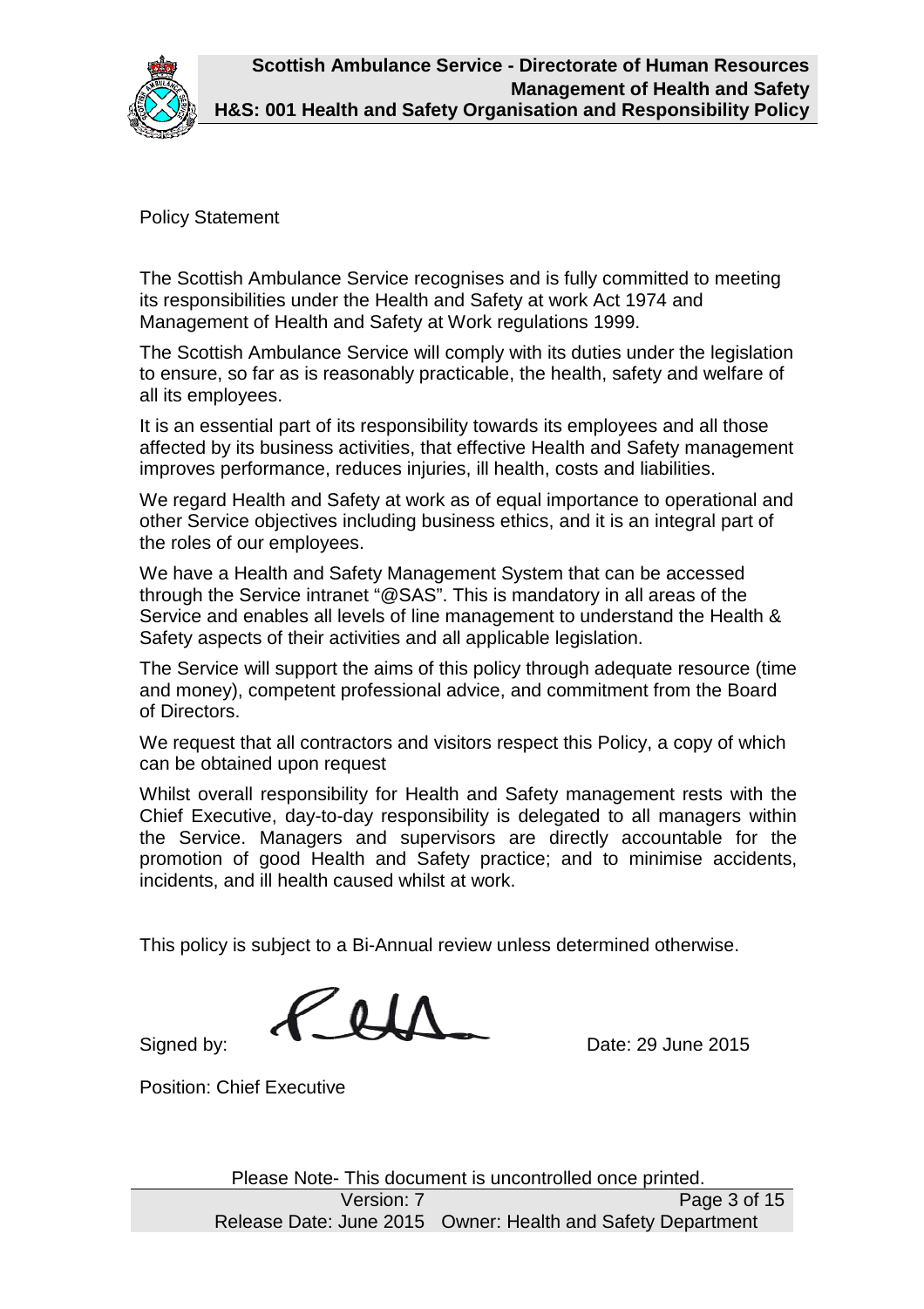## Policy Statement

The Scottish Ambulance Service recognises and is fully committed to meeting its responsibilities under the Health and Safety at work Act 1974 and Management of Health and Safety at Work regulations 1999.

The Scottish Ambulance Service will comply with its duties under the legislation to ensure, so far as is reasonably practicable, the health, safety and welfare of all its employees.

It is an essential part of its responsibility towards its employees and all those affected by its business activities, that effective Health and Safety management improves performance, reduces injuries, ill health, costs and liabilities.

We regard Health and Safety at work as of equal importance to operational and other Service objectives including business ethics, and it is an integral part of the roles of our employees.

We have a Health and Safety Management System that can be accessed through the Service intranet "@SAS". This is mandatory in all areas of the Service and enables all levels of line management to understand the Health & Safety aspects of their activities and all applicable legislation.

The Service will support the aims of this policy through adequate resource (time and money), competent professional advice, and commitment from the Board of Directors.

We request that all contractors and visitors respect this Policy, a copy of which can be obtained upon request

Whilst overall responsibility for Health and Safety management rests with the Chief Executive, day-to-day responsibility is delegated to all managers within the Service. Managers and supervisors are directly accountable for the promotion of good Health and Safety practice; and to minimise accidents, incidents, and ill health caused whilst at work.

This policy is subject to a Bi-Annual review unless determined otherwise.

Signed by: Date: 29 June 2015

Position: Chief Executive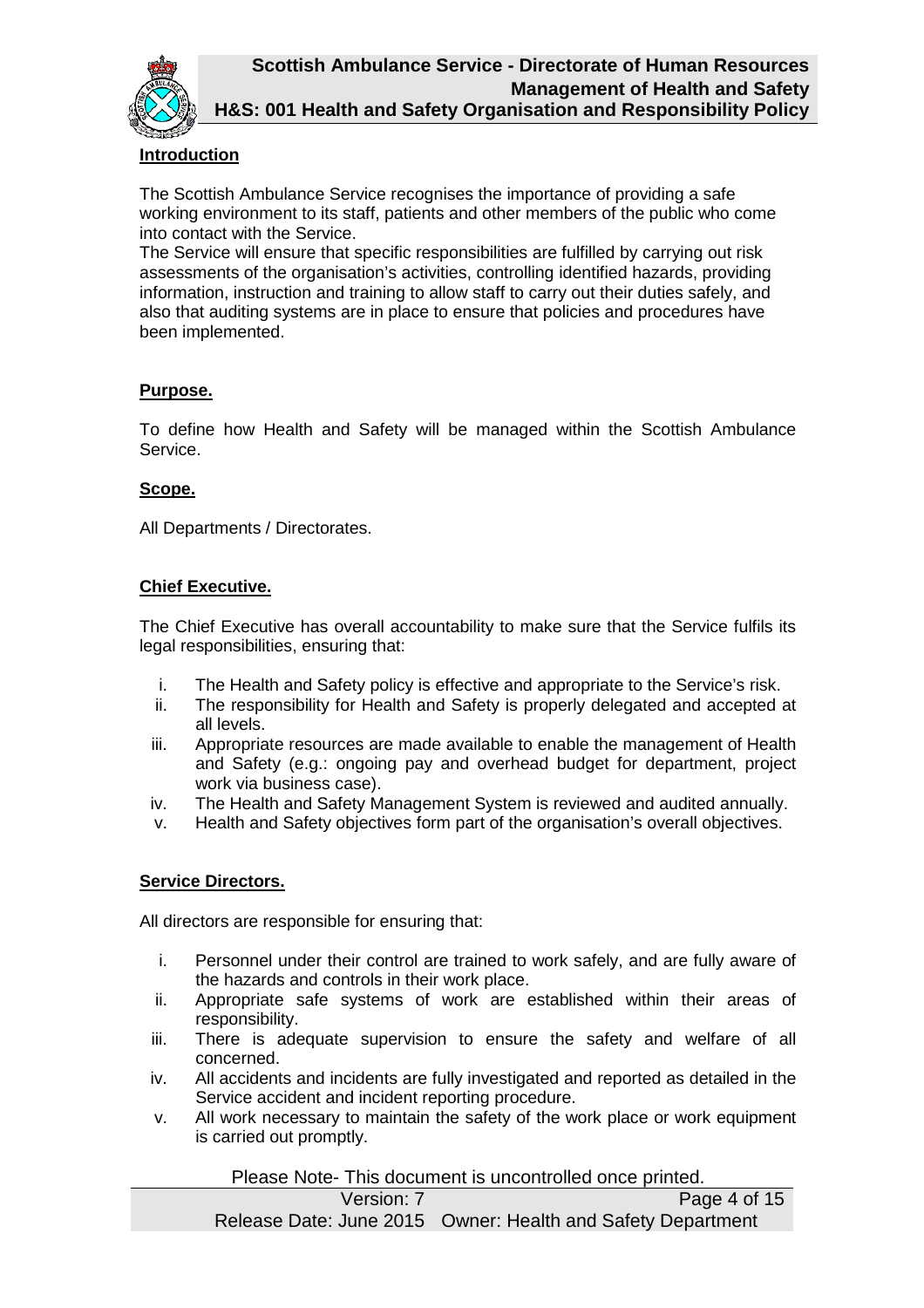**Introduction**

The Scottish Ambulance Service recognises the importance of providing a safe working environment to its staff, patients and other members of the public who come into contact with the Service.

The Service will ensure that specific responsibilities are fulfilled by carrying out risk assessments of the organisation's activities, controlling identified hazards, providing information, instruction and training to allow staff to carry out their duties safely, and also that auditing systems are in place to ensure that policies and procedures have been implemented.

**Purpose.**

To define how Health and Safety will be managed within the Scottish Ambulance Service.

**Scope.**

All Departments / Directorates.

**Chief Executive.**

The Chief Executive has overall accountability to make sure that the Service fulfils its legal responsibilities, ensuring that:

i. The Health and Safety policy is effective and appropriate to the Service's risk.
ii. The responsibility for Health and Safety is properly delegated and accepted at all levels.
iii. Appropriate resources are made available to enable the management of Health and Safety (e.g.: ongoing pay and overhead budget for department, project work via business case).
iv. The Health and Safety Management System is reviewed and audited annually.
v. Health and Safety objectives form part of the organisation's overall objectives.

**Service Directors.**

All directors are responsible for ensuring that:

i. Personnel under their control are trained to work safely, and are fully aware of the hazards and controls in their work place.
ii. Appropriate safe systems of work are established within their areas of responsibility.
iii. There is adequate supervision to ensure the safety and welfare of all concerned.
iv. All accidents and incidents are fully investigated and reported as detailed in the Service accident and incident reporting procedure.
v. All work necessary to maintain the safety of the work place or work equipment is carried out promptly.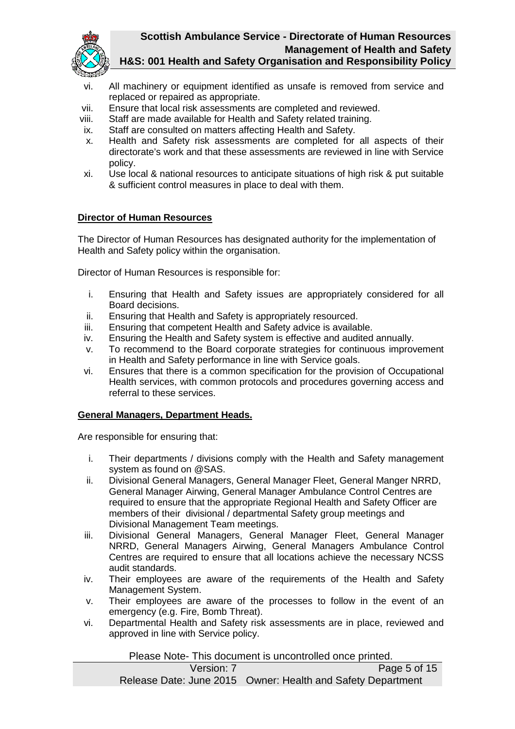vi. All machinery or equipment identified as unsafe is removed from service and replaced or repaired as appropriate.
vii. Ensure that local risk assessments are completed and reviewed.
viii. Staff are made available for Health and Safety related training.
ix. Staff are consulted on matters affecting Health and Safety.
x. Health and Safety risk assessments are completed for all aspects of their directorate's work and that these assessments are reviewed in line with Service policy.
xi. Use local & national resources to anticipate situations of high risk & put suitable & sufficient control measures in place to deal with them.

**Director of Human Resources**

The Director of Human Resources has designated authority for the implementation of Health and Safety policy within the organisation.

Director of Human Resources is responsible for:

i. Ensuring that Health and Safety issues are appropriately considered for all Board decisions.
ii. Ensuring that Health and Safety is appropriately resourced.
iii. Ensuring that competent Health and Safety advice is available.
iv. Ensuring the Health and Safety system is effective and audited annually.
v. To recommend to the Board corporate strategies for continuous improvement in Health and Safety performance in line with Service goals.
vi. Ensures that there is a common specification for the provision of Occupational Health services, with common protocols and procedures governing access and referral to these services.

**General Managers, Department Heads.**

Are responsible for ensuring that:

i. Their departments / divisions comply with the Health and Safety management system as found on @SAS.
ii. Divisional General Managers, General Manager Fleet, General Manger NRRD, General Manager Airwing, General Manager Ambulance Control Centres are required to ensure that the appropriate Regional Health and Safety Officer are members of their divisional / departmental Safety group meetings and Divisional Management Team meetings.
iii. Divisional General Managers, General Manager Fleet, General Manager NRRD, General Managers Airwing, General Managers Ambulance Control Centres are required to ensure that all locations achieve the necessary NCSS audit standards.
iv. Their employees are aware of the requirements of the Health and Safety Management System.
v. Their employees are aware of the processes to follow in the event of an emergency (e.g. Fire, Bomb Threat).
vi. Departmental Health and Safety risk assessments are in place, reviewed and approved in line with Service policy.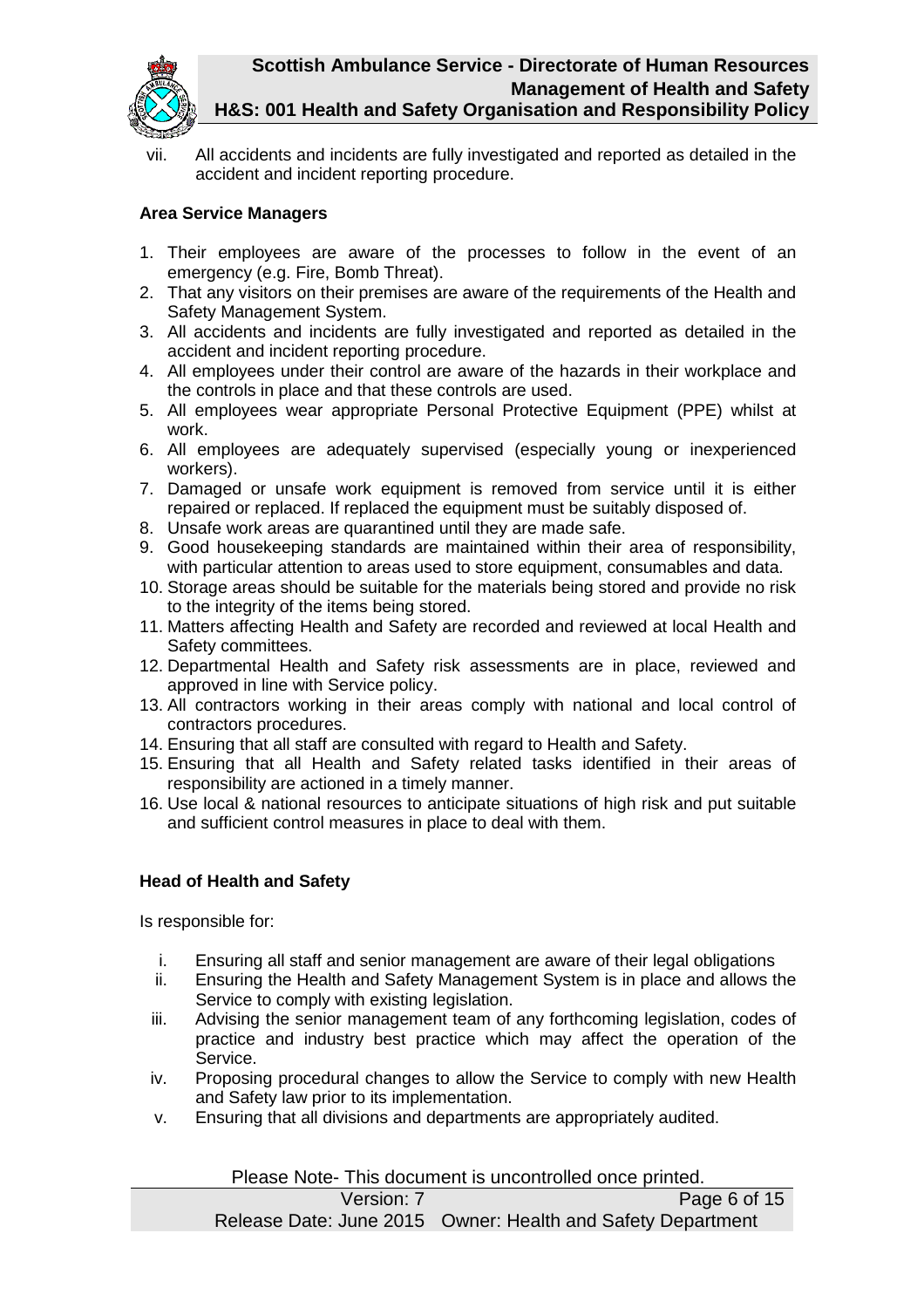vii. All accidents and incidents are fully investigated and reported as detailed in the accident and incident reporting procedure.

**Area Service Managers**

1. Their employees are aware of the processes to follow in the event of an emergency (e.g. Fire, Bomb Threat).
2. That any visitors on their premises are aware of the requirements of the Health and Safety Management System.
3. All accidents and incidents are fully investigated and reported as detailed in the accident and incident reporting procedure.
4. All employees under their control are aware of the hazards in their workplace and the controls in place and that these controls are used.
5. All employees wear appropriate Personal Protective Equipment (PPE) whilst at work.
6. All employees are adequately supervised (especially young or inexperienced workers).
7. Damaged or unsafe work equipment is removed from service until it is either repaired or replaced. If replaced the equipment must be suitably disposed of.
8. Unsafe work areas are quarantined until they are made safe.
9. Good housekeeping standards are maintained within their area of responsibility, with particular attention to areas used to store equipment, consumables and data.
10. Storage areas should be suitable for the materials being stored and provide no risk to the integrity of the items being stored.
11. Matters affecting Health and Safety are recorded and reviewed at local Health and Safety committees.
12. Departmental Health and Safety risk assessments are in place, reviewed and approved in line with Service policy.
13. All contractors working in their areas comply with national and local control of contractors procedures.
14. Ensuring that all staff are consulted with regard to Health and Safety.
15. Ensuring that all Health and Safety related tasks identified in their areas of responsibility are actioned in a timely manner.
16. Use local & national resources to anticipate situations of high risk and put suitable and sufficient control measures in place to deal with them.

**Head of Health and Safety**

Is responsible for:

i. Ensuring all staff and senior management are aware of their legal obligations
ii. Ensuring the Health and Safety Management System is in place and allows the Service to comply with existing legislation.
iii. Advising the senior management team of any forthcoming legislation, codes of practice and industry best practice which may affect the operation of the Service.
iv. Proposing procedural changes to allow the Service to comply with new Health and Safety law prior to its implementation.
v. Ensuring that all divisions and departments are appropriately audited.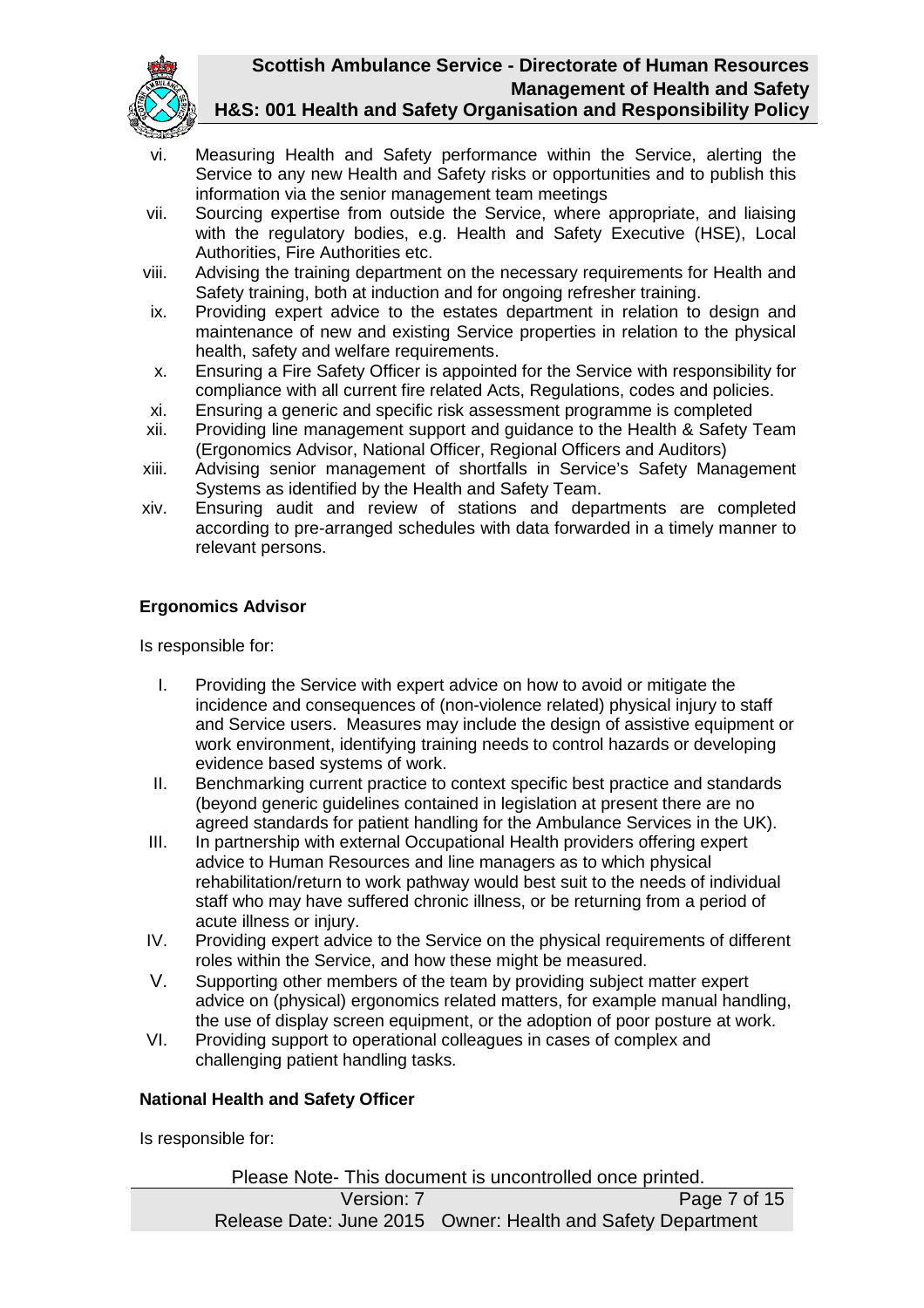vi. Measuring Health and Safety performance within the Service, alerting the Service to any new Health and Safety risks or opportunities and to publish this information via the senior management team meetings
vii. Sourcing expertise from outside the Service, where appropriate, and liaising with the regulatory bodies, e.g. Health and Safety Executive (HSE), Local Authorities, Fire Authorities etc.
viii. Advising the training department on the necessary requirements for Health and Safety training, both at induction and for ongoing refresher training.
ix. Providing expert advice to the estates department in relation to design and maintenance of new and existing Service properties in relation to the physical health, safety and welfare requirements.
x. Ensuring a Fire Safety Officer is appointed for the Service with responsibility for compliance with all current fire related Acts, Regulations, codes and policies.
xi. Ensuring a generic and specific risk assessment programme is completed
xii. Providing line management support and guidance to the Health & Safety Team (Ergonomics Advisor, National Officer, Regional Officers and Auditors)
xiii. Advising senior management of shortfalls in Service's Safety Management Systems as identified by the Health and Safety Team.
xiv. Ensuring audit and review of stations and departments are completed according to pre-arranged schedules with data forwarded in a timely manner to relevant persons.

**Ergonomics Advisor**

Is responsible for:

I. Providing the Service with expert advice on how to avoid or mitigate the incidence and consequences of (non-violence related) physical injury to staff and Service users. Measures may include the design of assistive equipment or work environment, identifying training needs to control hazards or developing evidence based systems of work.
II. Benchmarking current practice to context specific best practice and standards (beyond generic guidelines contained in legislation at present there are no agreed standards for patient handling for the Ambulance Services in the UK).
III. In partnership with external Occupational Health providers offering expert advice to Human Resources and line managers as to which physical rehabilitation/return to work pathway would best suit to the needs of individual staff who may have suffered chronic illness, or be returning from a period of acute illness or injury.
IV. Providing expert advice to the Service on the physical requirements of different roles within the Service, and how these might be measured.
V. Supporting other members of the team by providing subject matter expert advice on (physical) ergonomics related matters, for example manual handling, the use of display screen equipment, or the adoption of poor posture at work.
VI. Providing support to operational colleagues in cases of complex and challenging patient handling tasks.

**National Health and Safety Officer**

Is responsible for: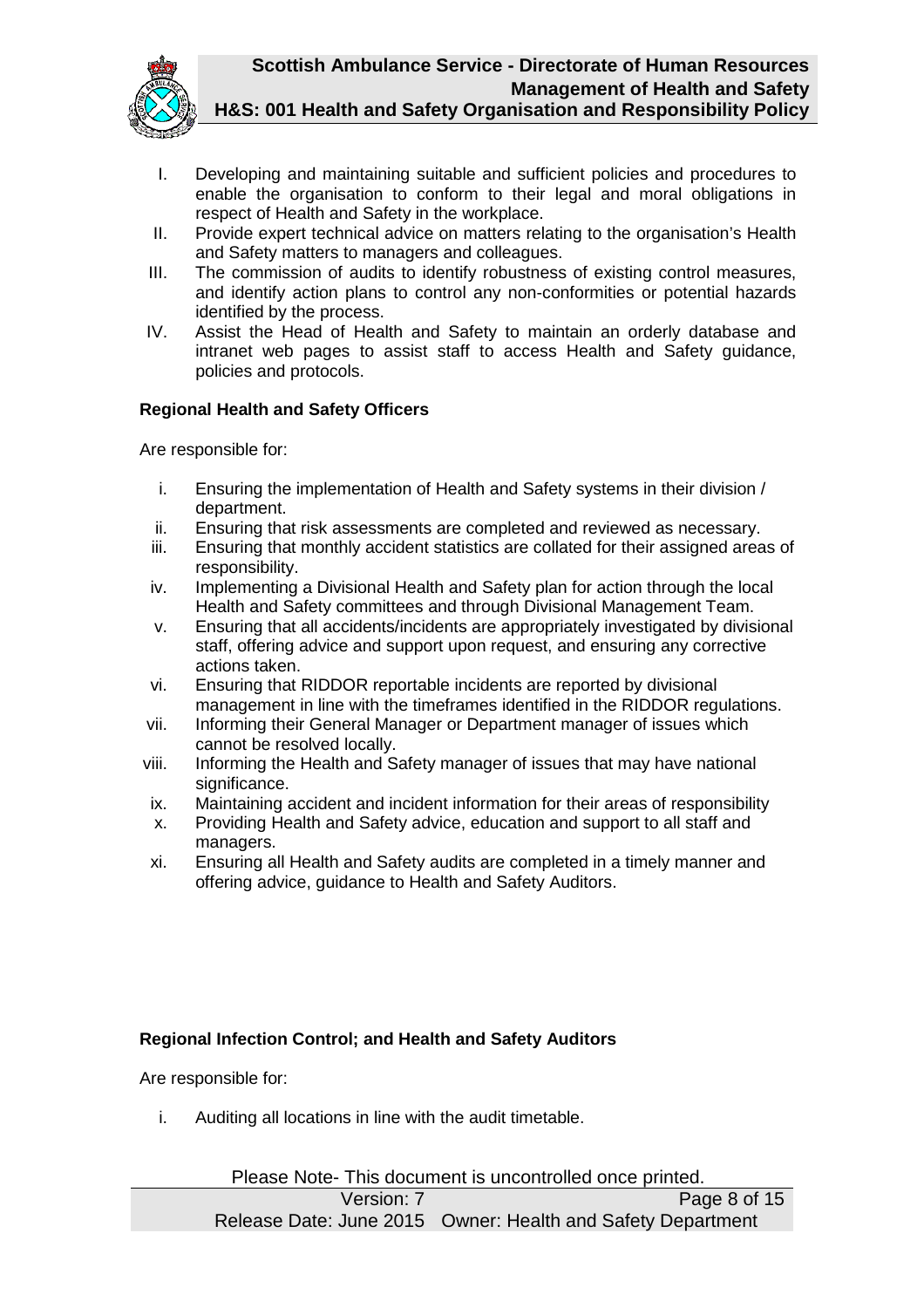I. Developing and maintaining suitable and sufficient policies and procedures to enable the organisation to conform to their legal and moral obligations in respect of Health and Safety in the workplace.
II. Provide expert technical advice on matters relating to the organisation's Health and Safety matters to managers and colleagues.
III. The commission of audits to identify robustness of existing control measures, and identify action plans to control any non-conformities or potential hazards identified by the process.
IV. Assist the Head of Health and Safety to maintain an orderly database and intranet web pages to assist staff to access Health and Safety guidance, policies and protocols.

**Regional Health and Safety Officers**

Are responsible for:

i. Ensuring the implementation of Health and Safety systems in their division / department.
ii. Ensuring that risk assessments are completed and reviewed as necessary.
iii. Ensuring that monthly accident statistics are collated for their assigned areas of responsibility.
iv. Implementing a Divisional Health and Safety plan for action through the local Health and Safety committees and through Divisional Management Team.
v. Ensuring that all accidents/incidents are appropriately investigated by divisional staff, offering advice and support upon request, and ensuring any corrective actions taken.
vi. Ensuring that RIDDOR reportable incidents are reported by divisional management in line with the timeframes identified in the RIDDOR regulations.
vii. Informing their General Manager or Department manager of issues which cannot be resolved locally.
viii. Informing the Health and Safety manager of issues that may have national significance.
ix. Maintaining accident and incident information for their areas of responsibility
x. Providing Health and Safety advice, education and support to all staff and managers.
xi. Ensuring all Health and Safety audits are completed in a timely manner and offering advice, guidance to Health and Safety Auditors.

**Regional Infection Control; and Health and Safety Auditors**

Are responsible for:

i. Auditing all locations in line with the audit timetable.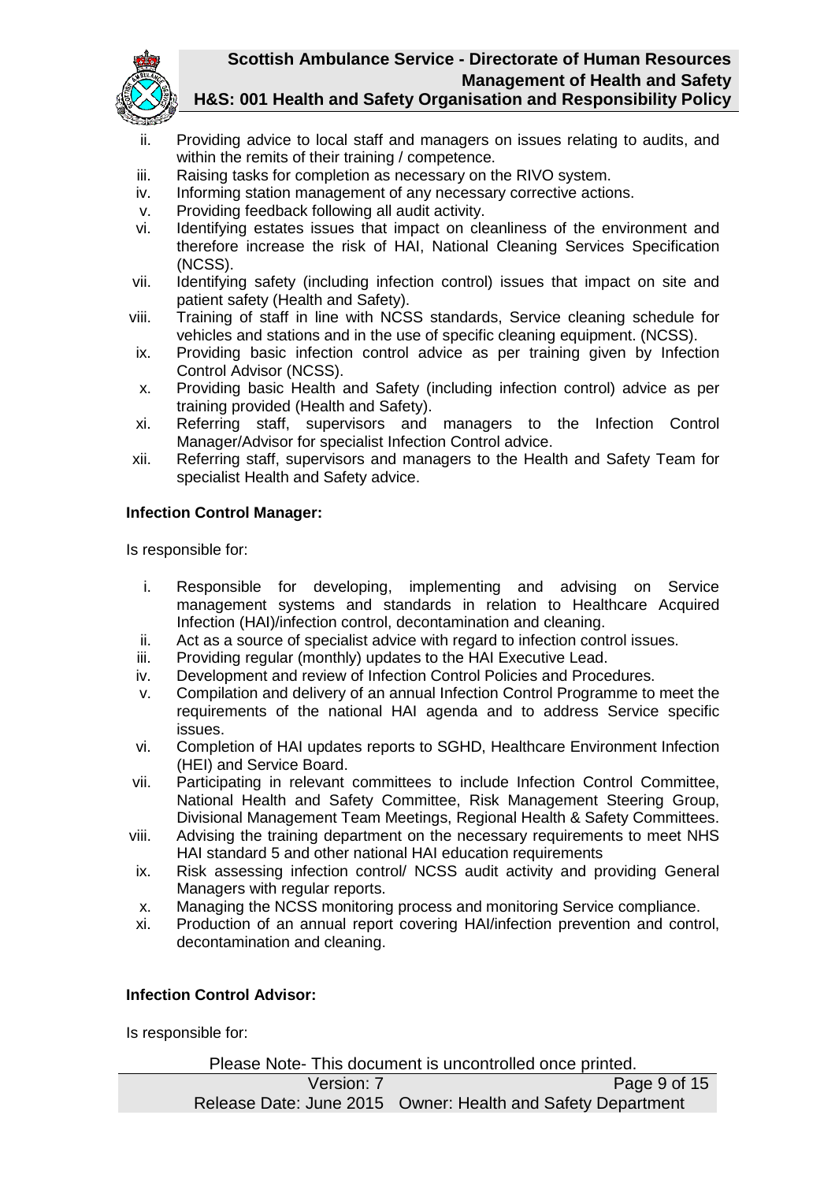ii. Providing advice to local staff and managers on issues relating to audits, and within the remits of their training / competence.
iii. Raising tasks for completion as necessary on the RIVO system.
iv. Informing station management of any necessary corrective actions.
v. Providing feedback following all audit activity.
vi. Identifying estates issues that impact on cleanliness of the environment and therefore increase the risk of HAI, National Cleaning Services Specification (NCSS).
vii. Identifying safety (including infection control) issues that impact on site and patient safety (Health and Safety).
viii. Training of staff in line with NCSS standards, Service cleaning schedule for vehicles and stations and in the use of specific cleaning equipment. (NCSS).
ix. Providing basic infection control advice as per training given by Infection Control Advisor (NCSS).
x. Providing basic Health and Safety (including infection control) advice as per training provided (Health and Safety).
xi. Referring staff, supervisors and managers to the Infection Control Manager/Advisor for specialist Infection Control advice.
xii. Referring staff, supervisors and managers to the Health and Safety Team for specialist Health and Safety advice.

**Infection Control Manager:**

Is responsible for:

i. Responsible for developing, implementing and advising on Service management systems and standards in relation to Healthcare Acquired Infection (HAI)/infection control, decontamination and cleaning.
ii. Act as a source of specialist advice with regard to infection control issues.
iii. Providing regular (monthly) updates to the HAI Executive Lead.
iv. Development and review of Infection Control Policies and Procedures.
v. Compilation and delivery of an annual Infection Control Programme to meet the requirements of the national HAI agenda and to address Service specific issues.
vi. Completion of HAI updates reports to SGHD, Healthcare Environment Infection (HEI) and Service Board.
vii. Participating in relevant committees to include Infection Control Committee, National Health and Safety Committee, Risk Management Steering Group, Divisional Management Team Meetings, Regional Health & Safety Committees.
viii. Advising the training department on the necessary requirements to meet NHS HAI standard 5 and other national HAI education requirements
ix. Risk assessing infection control/ NCSS audit activity and providing General Managers with regular reports.
x. Managing the NCSS monitoring process and monitoring Service compliance.
xi. Production of an annual report covering HAI/infection prevention and control, decontamination and cleaning.

**Infection Control Advisor:**

Is responsible for: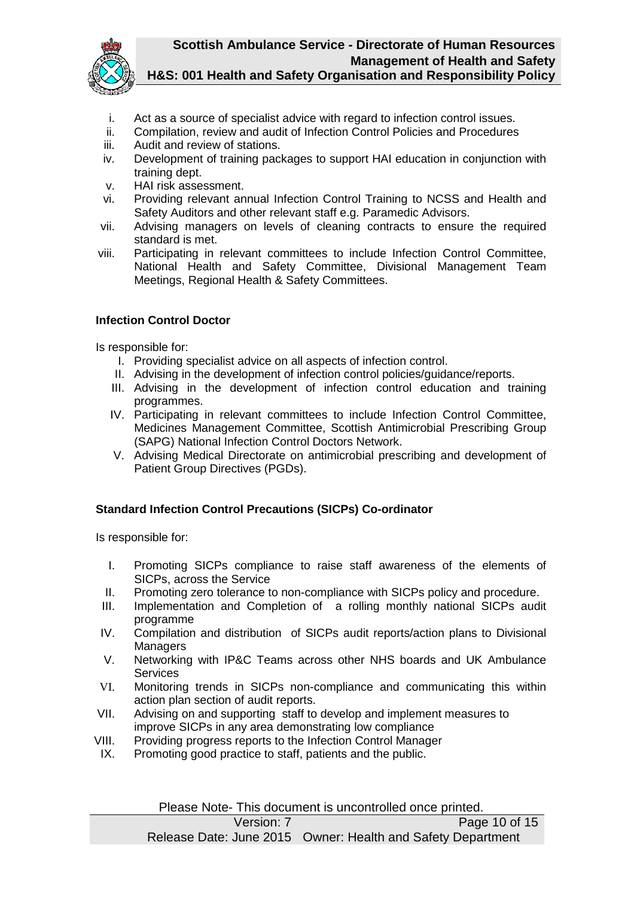- i. Act as a source of specialist advice with regard to infection control issues.
- ii. Compilation, review and audit of Infection Control Policies and Procedures
- iii. Audit and review of stations.
- iv. Development of training packages to support HAI education in conjunction with training dept.
- v. HAI risk assessment.
- vi. Providing relevant annual Infection Control Training to NCSS and Health and Safety Auditors and other relevant staff e.g. Paramedic Advisors.
- vii. Advising managers on levels of cleaning contracts to ensure the required standard is met.
- viii. Participating in relevant committees to include Infection Control Committee, National Health and Safety Committee, Divisional Management Team Meetings, Regional Health & Safety Committees.

**Infection Control Doctor**

Is responsible for:

- I. Providing specialist advice on all aspects of infection control.
- II. Advising in the development of infection control policies/guidance/reports.
- III. Advising in the development of infection control education and training programmes.
- IV. Participating in relevant committees to include Infection Control Committee, Medicines Management Committee, Scottish Antimicrobial Prescribing Group (SAPG) National Infection Control Doctors Network.
- V. Advising Medical Directorate on antimicrobial prescribing and development of Patient Group Directives (PGDs).

**Standard Infection Control Precautions (SICPs) Co-ordinator**

Is responsible for:

- I. Promoting SICPs compliance to raise staff awareness of the elements of SICPs, across the Service
- II. Promoting zero tolerance to non-compliance with SICPs policy and procedure.
- III. Implementation and Completion of a rolling monthly national SICPs audit programme
- IV. Compilation and distribution of SICPs audit reports/action plans to Divisional Managers
- V. Networking with IP&C Teams across other NHS boards and UK Ambulance Services
- VI. Monitoring trends in SICPs non-compliance and communicating this within action plan section of audit reports.
- VII. Advising on and supporting staff to develop and implement measures to improve SICPs in any area demonstrating low compliance
- VIII. Providing progress reports to the Infection Control Manager
- IX. Promoting good practice to staff, patients and the public.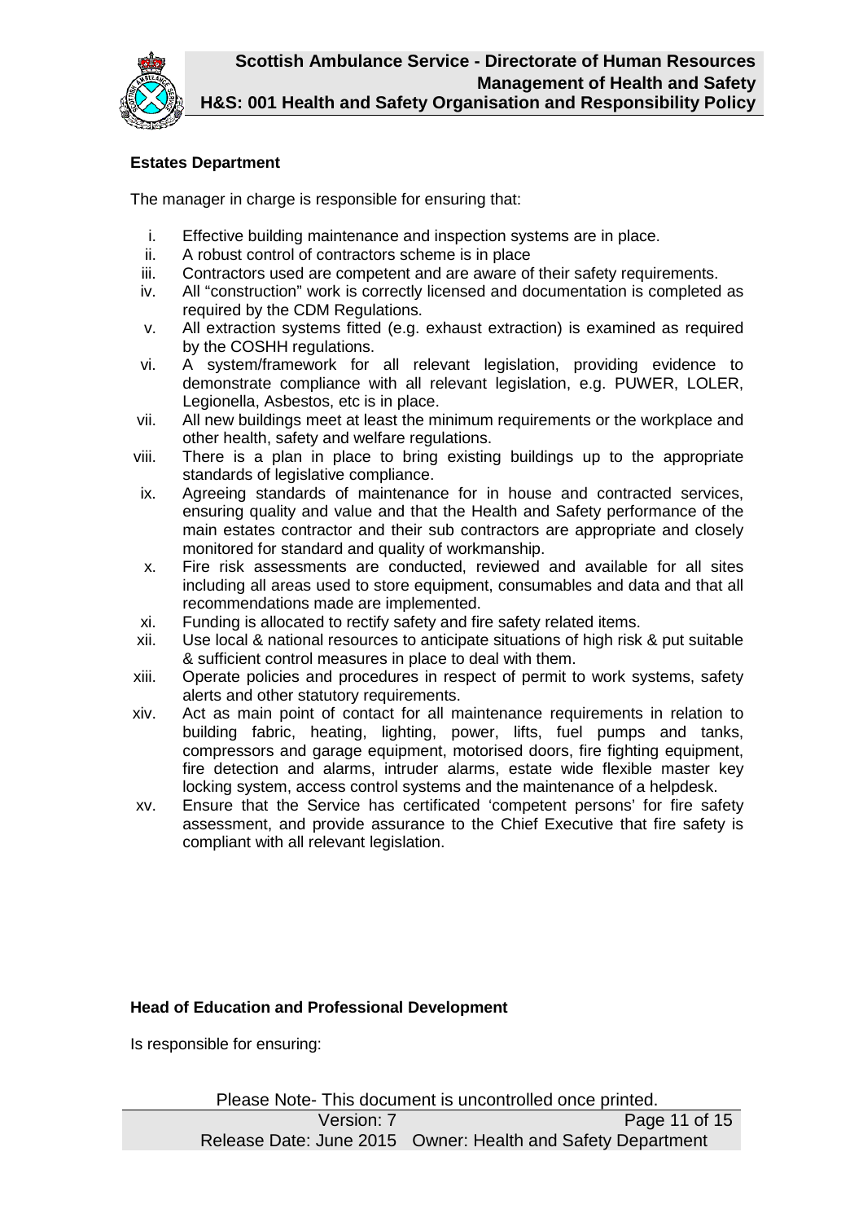**Estates Department**

The manager in charge is responsible for ensuring that:

i. Effective building maintenance and inspection systems are in place.
ii. A robust control of contractors scheme is in place
iii. Contractors used are competent and are aware of their safety requirements.
iv. All "construction" work is correctly licensed and documentation is completed as required by the CDM Regulations.
v. All extraction systems fitted (e.g. exhaust extraction) is examined as required by the COSHH regulations.
vi. A system/framework for all relevant legislation, providing evidence to demonstrate compliance with all relevant legislation, e.g. PUWER, LOLER, Legionella, Asbestos, etc is in place.
vii. All new buildings meet at least the minimum requirements or the workplace and other health, safety and welfare regulations.
viii. There is a plan in place to bring existing buildings up to the appropriate standards of legislative compliance.
ix. Agreeing standards of maintenance for in house and contracted services, ensuring quality and value and that the Health and Safety performance of the main estates contractor and their sub contractors are appropriate and closely monitored for standard and quality of workmanship.
x. Fire risk assessments are conducted, reviewed and available for all sites including all areas used to store equipment, consumables and data and that all recommendations made are implemented.
xi. Funding is allocated to rectify safety and fire safety related items.
xii. Use local & national resources to anticipate situations of high risk & put suitable & sufficient control measures in place to deal with them.
xiii. Operate policies and procedures in respect of permit to work systems, safety alerts and other statutory requirements.
xiv. Act as main point of contact for all maintenance requirements in relation to building fabric, heating, lighting, power, lifts, fuel pumps and tanks, compressors and garage equipment, motorised doors, fire fighting equipment, fire detection and alarms, intruder alarms, estate wide flexible master key locking system, access control systems and the maintenance of a helpdesk.
xv. Ensure that the Service has certificated 'competent persons' for fire safety assessment, and provide assurance to the Chief Executive that fire safety is compliant with all relevant legislation.

**Head of Education and Professional Development**

Is responsible for ensuring: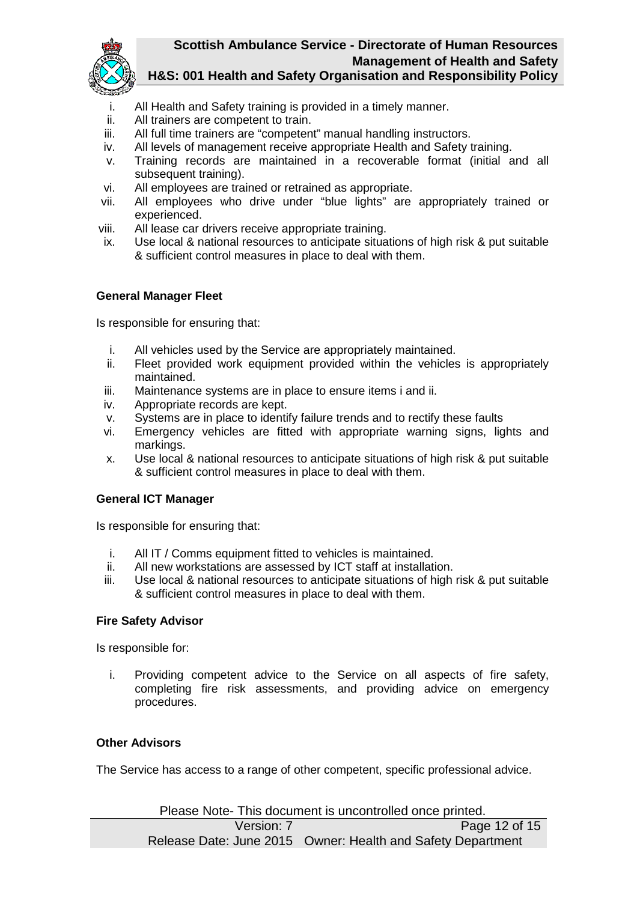i. All Health and Safety training is provided in a timely manner.
ii. All trainers are competent to train.
iii. All full time trainers are "competent" manual handling instructors.
iv. All levels of management receive appropriate Health and Safety training.
v. Training records are maintained in a recoverable format (initial and all subsequent training).
vi. All employees are trained or retrained as appropriate.
vii. All employees who drive under "blue lights" are appropriately trained or experienced.
viii. All lease car drivers receive appropriate training.
ix. Use local & national resources to anticipate situations of high risk & put suitable & sufficient control measures in place to deal with them.

**General Manager Fleet**

Is responsible for ensuring that:

i. All vehicles used by the Service are appropriately maintained.
ii. Fleet provided work equipment provided within the vehicles is appropriately maintained.
iii. Maintenance systems are in place to ensure items i and ii.
iv. Appropriate records are kept.
v. Systems are in place to identify failure trends and to rectify these faults
vi. Emergency vehicles are fitted with appropriate warning signs, lights and markings.
x. Use local & national resources to anticipate situations of high risk & put suitable & sufficient control measures in place to deal with them.

**General ICT Manager**

Is responsible for ensuring that:

i. All IT / Comms equipment fitted to vehicles is maintained.
ii. All new workstations are assessed by ICT staff at installation.
iii. Use local & national resources to anticipate situations of high risk & put suitable & sufficient control measures in place to deal with them.

**Fire Safety Advisor**

Is responsible for:

i. Providing competent advice to the Service on all aspects of fire safety, completing fire risk assessments, and providing advice on emergency procedures.

**Other Advisors**

The Service has access to a range of other competent, specific professional advice.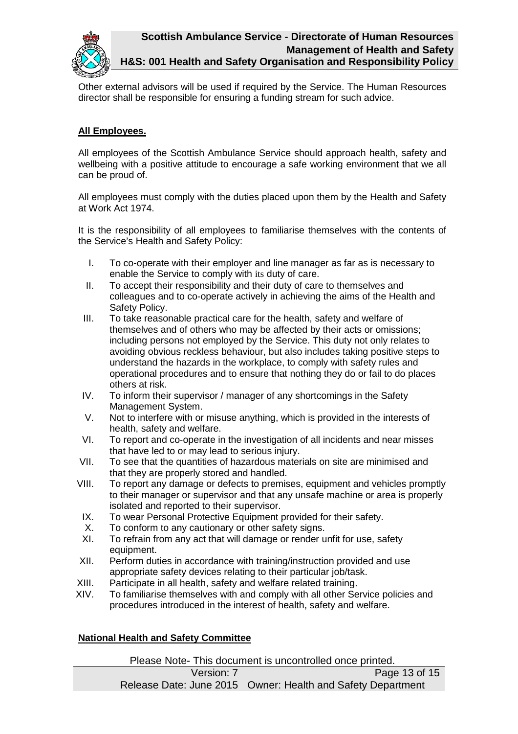Other external advisors will be used if required by the Service. The Human Resources director shall be responsible for ensuring a funding stream for such advice.

**All Employees.**

All employees of the Scottish Ambulance Service should approach health, safety and wellbeing with a positive attitude to encourage a safe working environment that we all can be proud of.

All employees must comply with the duties placed upon them by the Health and Safety at Work Act 1974.

It is the responsibility of all employees to familiarise themselves with the contents of the Service's Health and Safety Policy:

I. To co-operate with their employer and line manager as far as is necessary to enable the Service to comply with its duty of care.
II. To accept their responsibility and their duty of care to themselves and colleagues and to co-operate actively in achieving the aims of the Health and Safety Policy.
III. To take reasonable practical care for the health, safety and welfare of themselves and of others who may be affected by their acts or omissions; including persons not employed by the Service. This duty not only relates to avoiding obvious reckless behaviour, but also includes taking positive steps to understand the hazards in the workplace, to comply with safety rules and operational procedures and to ensure that nothing they do or fail to do places others at risk.
IV. To inform their supervisor / manager of any shortcomings in the Safety Management System.
V. Not to interfere with or misuse anything, which is provided in the interests of health, safety and welfare.
VI. To report and co-operate in the investigation of all incidents and near misses that have led to or may lead to serious injury.
VII. To see that the quantities of hazardous materials on site are minimised and that they are properly stored and handled.
VIII. To report any damage or defects to premises, equipment and vehicles promptly to their manager or supervisor and that any unsafe machine or area is properly isolated and reported to their supervisor.
IX. To wear Personal Protective Equipment provided for their safety.
X. To conform to any cautionary or other safety signs.
XI. To refrain from any act that will damage or render unfit for use, safety equipment.
XII. Perform duties in accordance with training/instruction provided and use appropriate safety devices relating to their particular job/task.
XIII. Participate in all health, safety and welfare related training.
XIV. To familiarise themselves with and comply with all other Service policies and procedures introduced in the interest of health, safety and welfare.

**National Health and Safety Committee**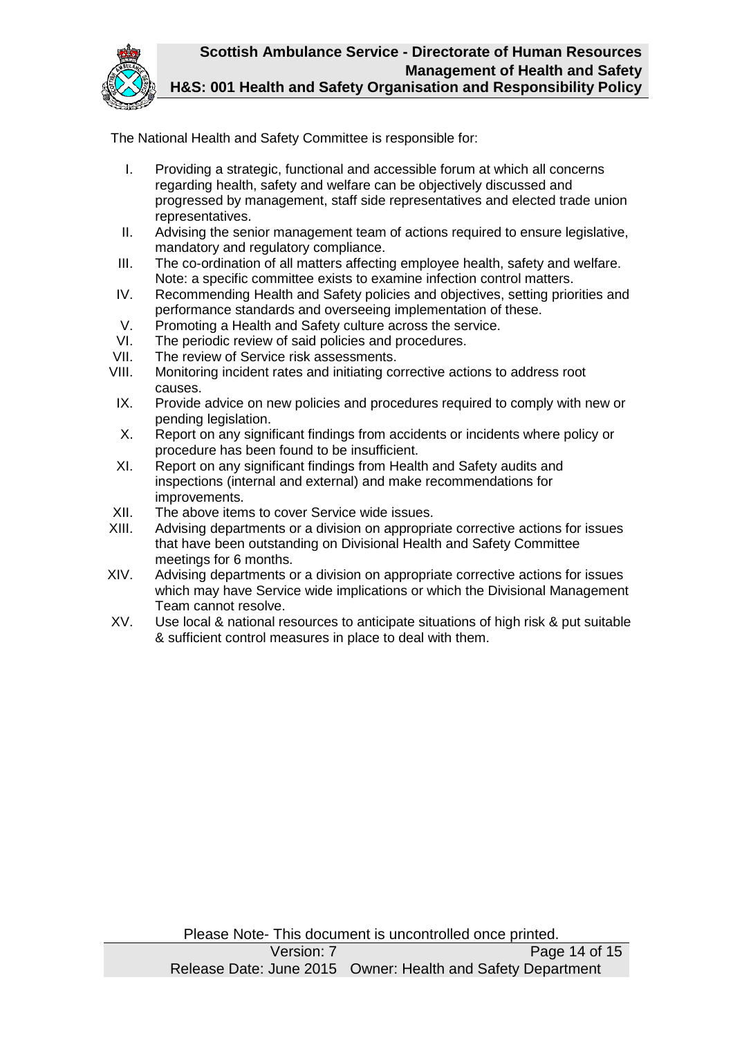The National Health and Safety Committee is responsible for:

I. Providing a strategic, functional and accessible forum at which all concerns regarding health, safety and welfare can be objectively discussed and progressed by management, staff side representatives and elected trade union representatives.
II. Advising the senior management team of actions required to ensure legislative, mandatory and regulatory compliance.
III. The co-ordination of all matters affecting employee health, safety and welfare. Note: a specific committee exists to examine infection control matters.
IV. Recommending Health and Safety policies and objectives, setting priorities and performance standards and overseeing implementation of these.
V. Promoting a Health and Safety culture across the service.
VI. The periodic review of said policies and procedures.
VII. The review of Service risk assessments.
VIII. Monitoring incident rates and initiating corrective actions to address root causes.
IX. Provide advice on new policies and procedures required to comply with new or pending legislation.
X. Report on any significant findings from accidents or incidents where policy or procedure has been found to be insufficient.
XI. Report on any significant findings from Health and Safety audits and inspections (internal and external) and make recommendations for improvements.
XII. The above items to cover Service wide issues.
XIII. Advising departments or a division on appropriate corrective actions for issues that have been outstanding on Divisional Health and Safety Committee meetings for 6 months.
XIV. Advising departments or a division on appropriate corrective actions for issues which may have Service wide implications or which the Divisional Management Team cannot resolve.
XV. Use local & national resources to anticipate situations of high risk & put suitable & sufficient control measures in place to deal with them.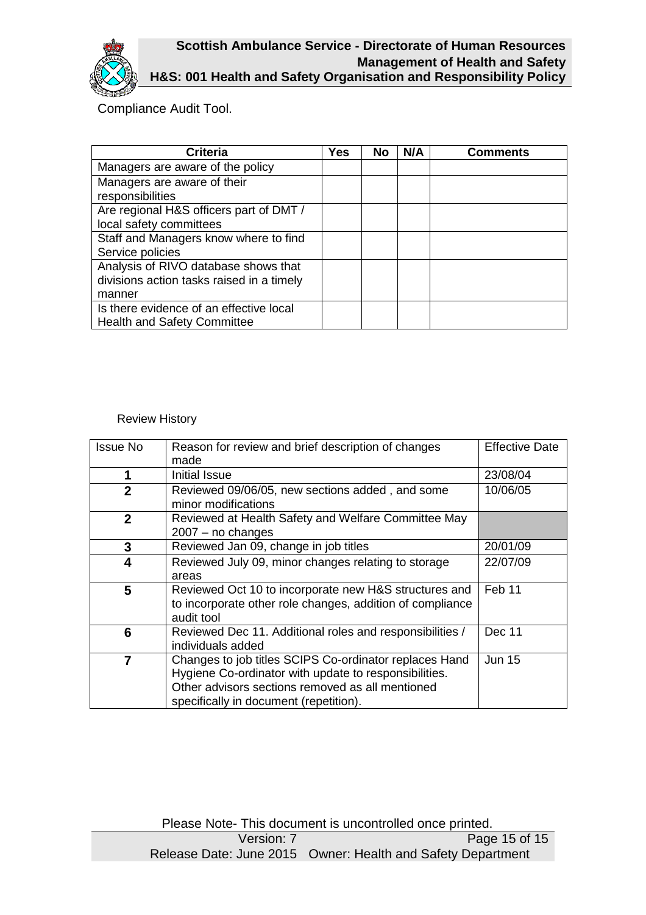Compliance Audit Tool.

| Criteria | Yes | No | N/A | Comments |
|---|---|---|---|---|
| Managers are aware of the policy | | | | |
| Managers are aware of their responsibilities | | | | |
| Are regional H&S officers part of DMT / local safety committees | | | | |
| Staff and Managers know where to find Service policies | | | | |
| Analysis of RIVO database shows that divisions action tasks raised in a timely manner | | | | |
| Is there evidence of an effective local Health and Safety Committee | | | | |

Review History

| Issue No | Reason for review and brief description of changes made | Effective Date |
|---|---|---|
| **1** | Initial Issue | 23/08/04 |
| **2** | Reviewed 09/06/05, new sections added , and some minor modifications | 10/06/05 |
| **2** | Reviewed at Health Safety and Welfare Committee May 2007 – no changes | |
| **3** | Reviewed Jan 09, change in job titles | 20/01/09 |
| **4** | Reviewed July 09, minor changes relating to storage areas | 22/07/09 |
| **5** | Reviewed Oct 10 to incorporate new H&S structures and to incorporate other role changes, addition of compliance audit tool | Feb 11 |
| **6** | Reviewed Dec 11. Additional roles and responsibilities / individuals added | Dec 11 |
| **7** | Changes to job titles SCIPS Co-ordinator replaces Hand Hygiene Co-ordinator with update to responsibilities. Other advisors sections removed as all mentioned specifically in document (repetition). | Jun 15 |